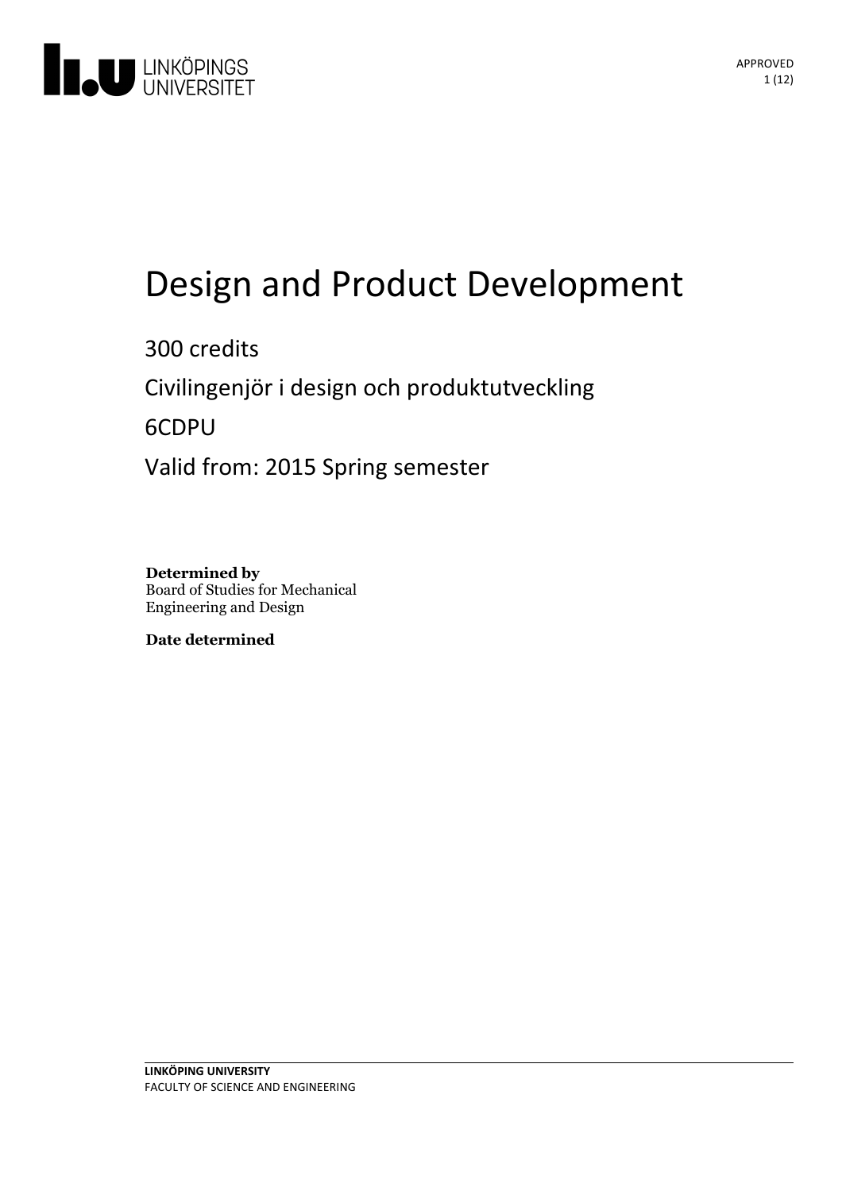# Design and Product Development

300 credits

Civilingenjör i design och produktutveckling

6CDPU

Valid from: 2015 Spring semester

**Determined by**
Board of Studies for Mechanical Engineering and Design

**Date determined**

**LINKÖPING UNIVERSITY**
FACULTY OF SCIENCE AND ENGINEERING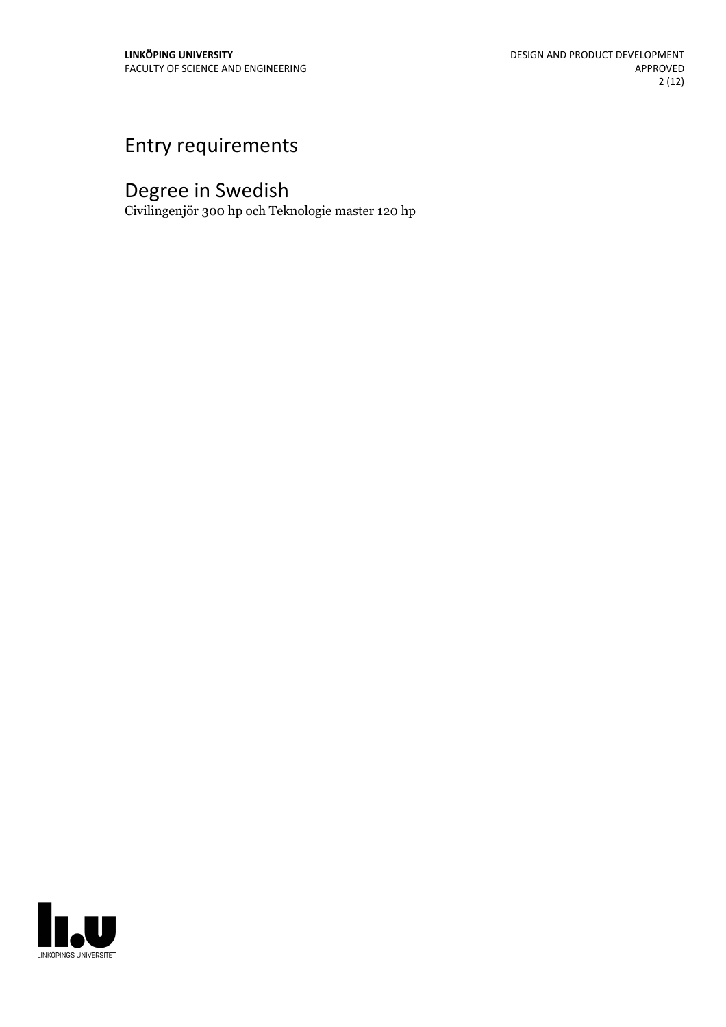# Entry requirements

# Degree in Swedish

Civilingenjör 300 hp och Teknologie master 120 hp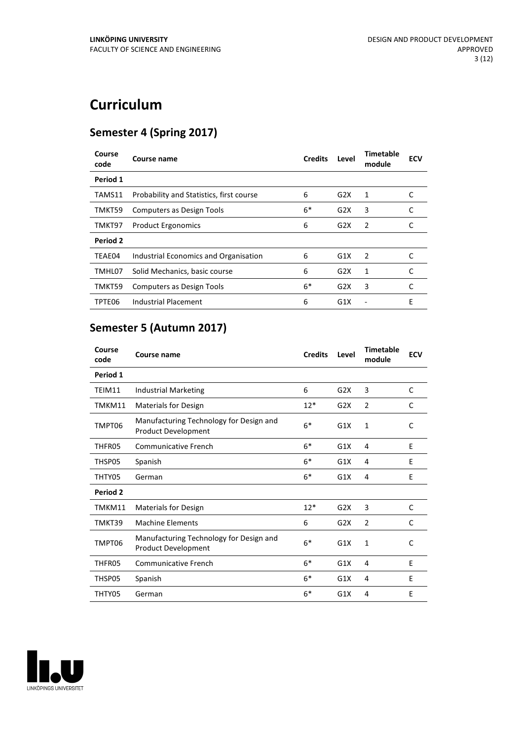# Curriculum

## Semester 4 (Spring 2017)

| Course code | Course name | Credits | Level | Timetable module | ECV |
|---|---|---|---|---|---|
| **Period 1** | | | | | |
| TAMS11 | Probability and Statistics, first course | 6 | G2X | 1 | C |
| TMKT59 | Computers as Design Tools | 6* | G2X | 3 | C |
| TMKT97 | Product Ergonomics | 6 | G2X | 2 | C |
| **Period 2** | | | | | |
| TEAE04 | Industrial Economics and Organisation | 6 | G1X | 2 | C |
| TMHL07 | Solid Mechanics, basic course | 6 | G2X | 1 | C |
| TMKT59 | Computers as Design Tools | 6* | G2X | 3 | C |
| TPTE06 | Industrial Placement | 6 | G1X | - | E |

## Semester 5 (Autumn 2017)

| Course code | Course name | Credits | Level | Timetable module | ECV |
|---|---|---|---|---|---|
| **Period 1** | | | | | |
| TEIM11 | Industrial Marketing | 6 | G2X | 3 | C |
| TMKM11 | Materials for Design | 12* | G2X | 2 | C |
| TMPT06 | Manufacturing Technology for Design and Product Development | 6* | G1X | 1 | C |
| THFR05 | Communicative French | 6* | G1X | 4 | E |
| THSP05 | Spanish | 6* | G1X | 4 | E |
| THTY05 | German | 6* | G1X | 4 | E |
| **Period 2** | | | | | |
| TMKM11 | Materials for Design | 12* | G2X | 3 | C |
| TMKT39 | Machine Elements | 6 | G2X | 2 | C |
| TMPT06 | Manufacturing Technology for Design and Product Development | 6* | G1X | 1 | C |
| THFR05 | Communicative French | 6* | G1X | 4 | E |
| THSP05 | Spanish | 6* | G1X | 4 | E |
| THTY05 | German | 6* | G1X | 4 | E |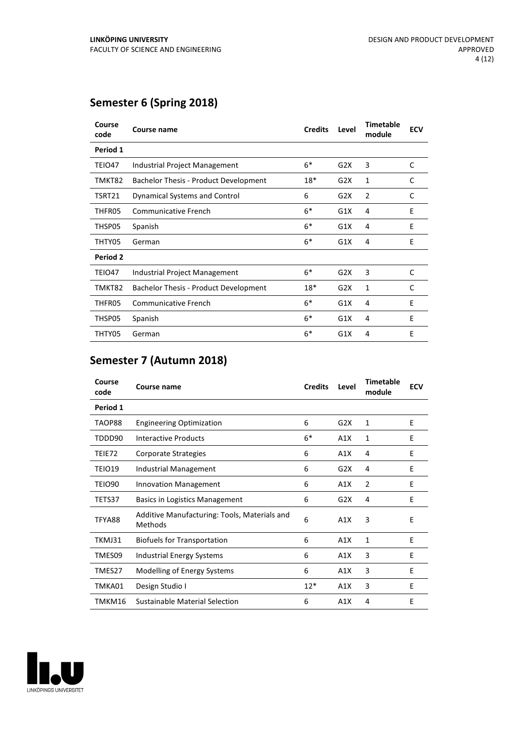## Semester 6 (Spring 2018)

| Course code | Course name | Credits | Level | Timetable module | ECV |
|---|---|---|---|---|---|
| **Period 1** | | | | | |
| TEIO47 | Industrial Project Management | 6* | G2X | 3 | C |
| TMKT82 | Bachelor Thesis - Product Development | 18* | G2X | 1 | C |
| TSRT21 | Dynamical Systems and Control | 6 | G2X | 2 | C |
| THFR05 | Communicative French | 6* | G1X | 4 | E |
| THSP05 | Spanish | 6* | G1X | 4 | E |
| THTY05 | German | 6* | G1X | 4 | E |
| **Period 2** | | | | | |
| TEIO47 | Industrial Project Management | 6* | G2X | 3 | C |
| TMKT82 | Bachelor Thesis - Product Development | 18* | G2X | 1 | C |
| THFR05 | Communicative French | 6* | G1X | 4 | E |
| THSP05 | Spanish | 6* | G1X | 4 | E |
| THTY05 | German | 6* | G1X | 4 | E |

## Semester 7 (Autumn 2018)

| Course code | Course name | Credits | Level | Timetable module | ECV |
|---|---|---|---|---|---|
| **Period 1** | | | | | |
| TAOP88 | Engineering Optimization | 6 | G2X | 1 | E |
| TDDD90 | Interactive Products | 6* | A1X | 1 | E |
| TEIE72 | Corporate Strategies | 6 | A1X | 4 | E |
| TEIO19 | Industrial Management | 6 | G2X | 4 | E |
| TEIO90 | Innovation Management | 6 | A1X | 2 | E |
| TETS37 | Basics in Logistics Management | 6 | G2X | 4 | E |
| TFYA88 | Additive Manufacturing: Tools, Materials and Methods | 6 | A1X | 3 | E |
| TKMJ31 | Biofuels for Transportation | 6 | A1X | 1 | E |
| TMES09 | Industrial Energy Systems | 6 | A1X | 3 | E |
| TMES27 | Modelling of Energy Systems | 6 | A1X | 3 | E |
| TMKA01 | Design Studio I | 12* | A1X | 3 | E |
| TMKM16 | Sustainable Material Selection | 6 | A1X | 4 | E |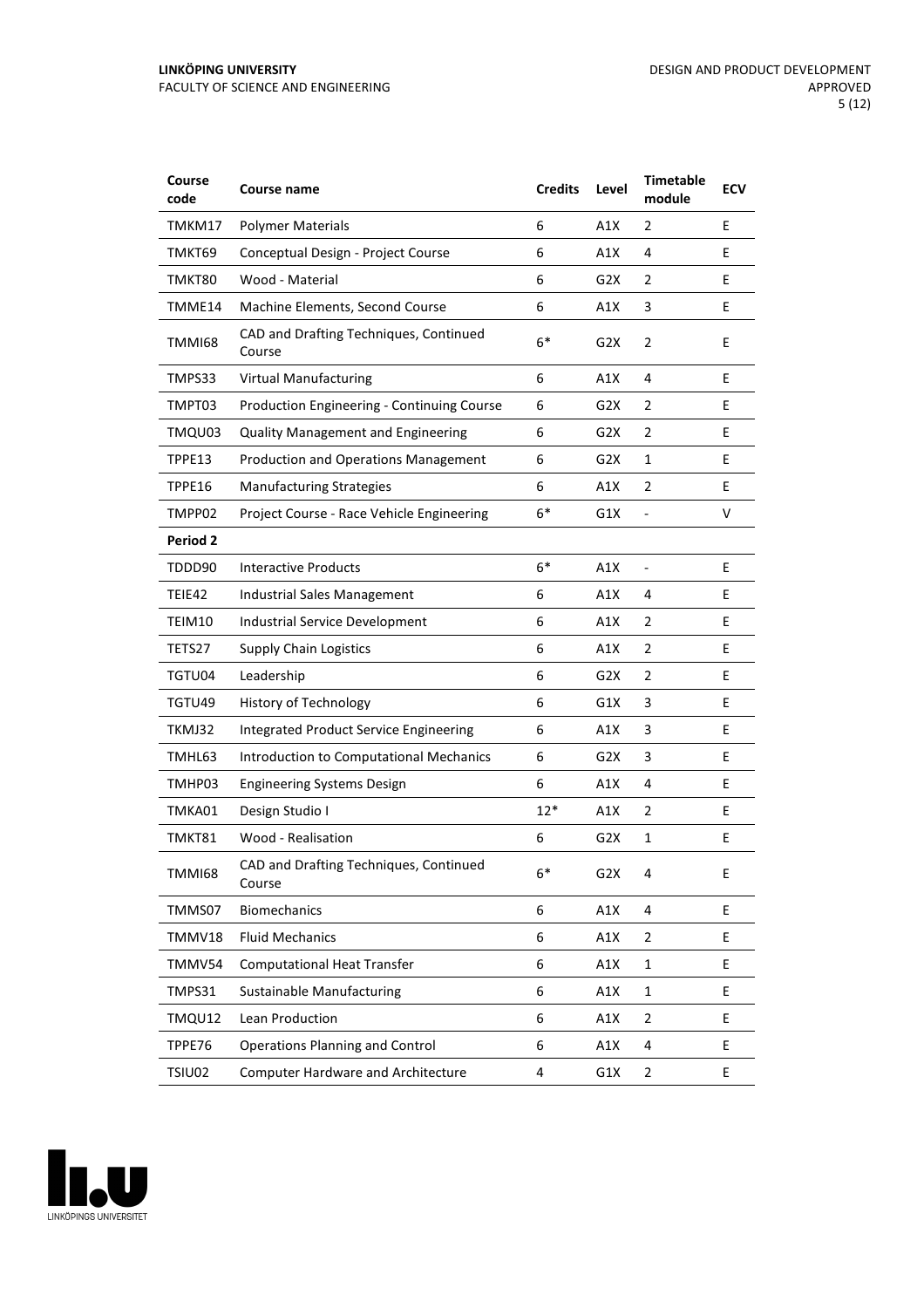| Course code | Course name | Credits | Level | Timetable module | ECV |
|---|---|---|---|---|---|
| TMKM17 | Polymer Materials | 6 | A1X | 2 | E |
| TMKT69 | Conceptual Design - Project Course | 6 | A1X | 4 | E |
| TMKT80 | Wood - Material | 6 | G2X | 2 | E |
| TMME14 | Machine Elements, Second Course | 6 | A1X | 3 | E |
| TMMI68 | CAD and Drafting Techniques, Continued Course | 6* | G2X | 2 | E |
| TMPS33 | Virtual Manufacturing | 6 | A1X | 4 | E |
| TMPT03 | Production Engineering - Continuing Course | 6 | G2X | 2 | E |
| TMQU03 | Quality Management and Engineering | 6 | G2X | 2 | E |
| TPPE13 | Production and Operations Management | 6 | G2X | 1 | E |
| TPPE16 | Manufacturing Strategies | 6 | A1X | 2 | E |
| TMPP02 | Project Course - Race Vehicle Engineering | 6* | G1X | - | V |
| **Period 2** | | | | | |
| TDDD90 | Interactive Products | 6* | A1X | - | E |
| TEIE42 | Industrial Sales Management | 6 | A1X | 4 | E |
| TEIM10 | Industrial Service Development | 6 | A1X | 2 | E |
| TETS27 | Supply Chain Logistics | 6 | A1X | 2 | E |
| TGTU04 | Leadership | 6 | G2X | 2 | E |
| TGTU49 | History of Technology | 6 | G1X | 3 | E |
| TKMJ32 | Integrated Product Service Engineering | 6 | A1X | 3 | E |
| TMHL63 | Introduction to Computational Mechanics | 6 | G2X | 3 | E |
| TMHP03 | Engineering Systems Design | 6 | A1X | 4 | E |
| TMKA01 | Design Studio I | 12* | A1X | 2 | E |
| TMKT81 | Wood - Realisation | 6 | G2X | 1 | E |
| TMMI68 | CAD and Drafting Techniques, Continued Course | 6* | G2X | 4 | E |
| TMMS07 | Biomechanics | 6 | A1X | 4 | E |
| TMMV18 | Fluid Mechanics | 6 | A1X | 2 | E |
| TMMV54 | Computational Heat Transfer | 6 | A1X | 1 | E |
| TMPS31 | Sustainable Manufacturing | 6 | A1X | 1 | E |
| TMQU12 | Lean Production | 6 | A1X | 2 | E |
| TPPE76 | Operations Planning and Control | 6 | A1X | 4 | E |
| TSIU02 | Computer Hardware and Architecture | 4 | G1X | 2 | E |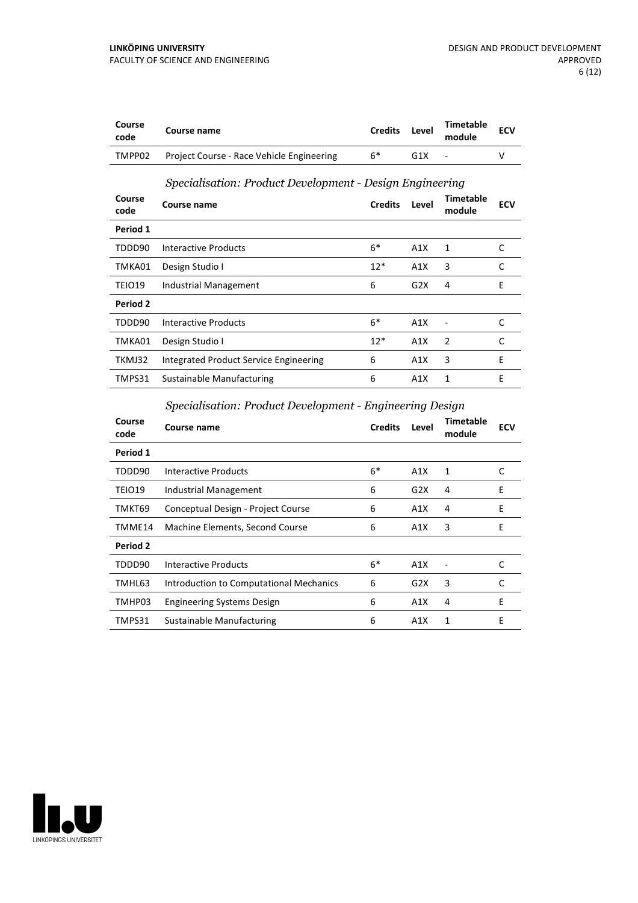| Course code | Course name | Credits | Level | Timetable module | ECV |
|---|---|---|---|---|---|
| TMPP02 | Project Course - Race Vehicle Engineering | 6* | G1X | - | V |

### *Specialisation: Product Development - Design Engineering*

| Course code | Course name | Credits | Level | Timetable module | ECV |
|---|---|---|---|---|---|
| **Period 1** | | | | | |
| TDDD90 | Interactive Products | 6* | A1X | 1 | C |
| TMKA01 | Design Studio I | 12* | A1X | 3 | C |
| TEIO19 | Industrial Management | 6 | G2X | 4 | E |
| **Period 2** | | | | | |
| TDDD90 | Interactive Products | 6* | A1X | - | C |
| TMKA01 | Design Studio I | 12* | A1X | 2 | C |
| TKMJ32 | Integrated Product Service Engineering | 6 | A1X | 3 | E |
| TMPS31 | Sustainable Manufacturing | 6 | A1X | 1 | E |

### *Specialisation: Product Development - Engineering Design*

| Course code | Course name | Credits | Level | Timetable module | ECV |
|---|---|---|---|---|---|
| **Period 1** | | | | | |
| TDDD90 | Interactive Products | 6* | A1X | 1 | C |
| TEIO19 | Industrial Management | 6 | G2X | 4 | E |
| TMKT69 | Conceptual Design - Project Course | 6 | A1X | 4 | E |
| TMME14 | Machine Elements, Second Course | 6 | A1X | 3 | E |
| **Period 2** | | | | | |
| TDDD90 | Interactive Products | 6* | A1X | - | C |
| TMHL63 | Introduction to Computational Mechanics | 6 | G2X | 3 | C |
| TMHP03 | Engineering Systems Design | 6 | A1X | 4 | E |
| TMPS31 | Sustainable Manufacturing | 6 | A1X | 1 | E |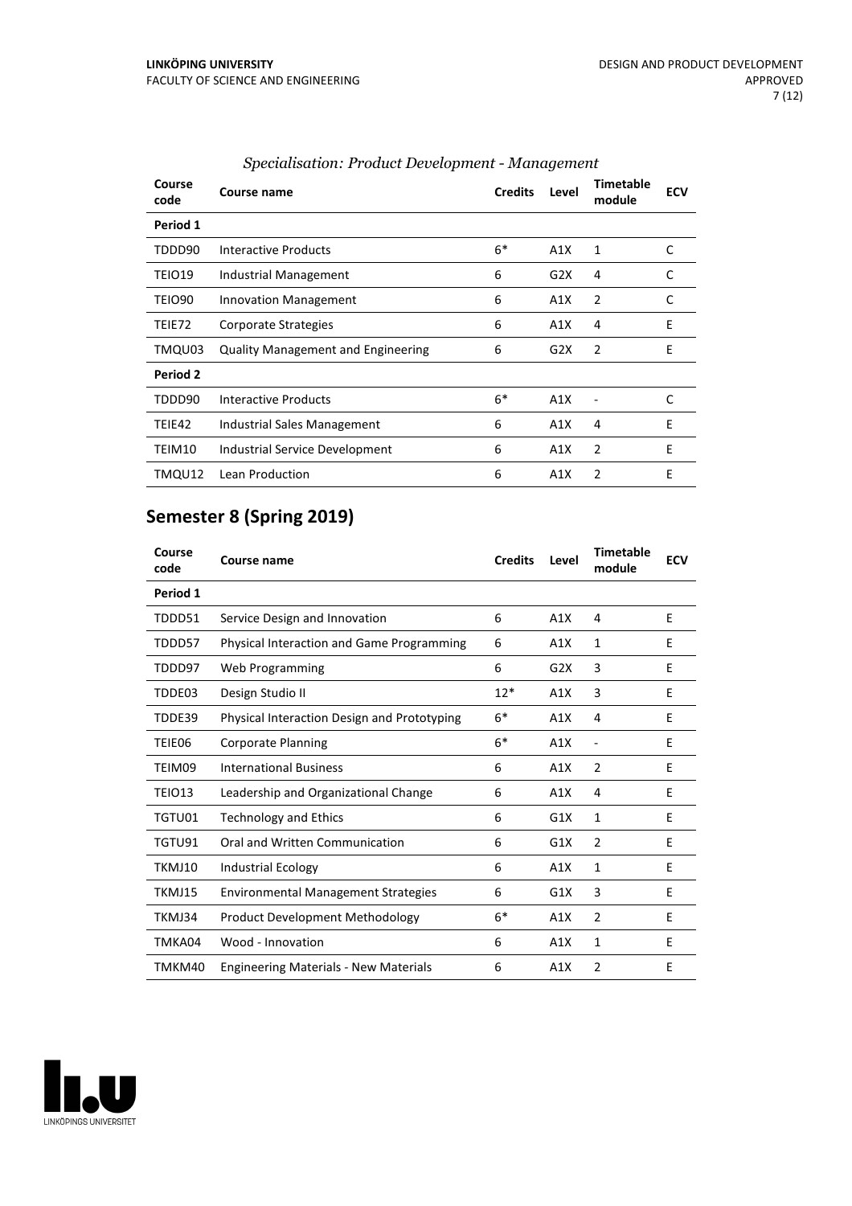*Specialisation: Product Development - Management*

| Course code | Course name | Credits | Level | Timetable module | ECV |
|---|---|---|---|---|---|
| **Period 1** | | | | | |
| TDDD90 | Interactive Products | 6* | A1X | 1 | C |
| TEIO19 | Industrial Management | 6 | G2X | 4 | C |
| TEIO90 | Innovation Management | 6 | A1X | 2 | C |
| TEIE72 | Corporate Strategies | 6 | A1X | 4 | E |
| TMQU03 | Quality Management and Engineering | 6 | G2X | 2 | E |
| **Period 2** | | | | | |
| TDDD90 | Interactive Products | 6* | A1X | - | C |
| TEIE42 | Industrial Sales Management | 6 | A1X | 4 | E |
| TEIM10 | Industrial Service Development | 6 | A1X | 2 | E |
| TMQU12 | Lean Production | 6 | A1X | 2 | E |

## Semester 8 (Spring 2019)

| Course code | Course name | Credits | Level | Timetable module | ECV |
|---|---|---|---|---|---|
| **Period 1** | | | | | |
| TDDD51 | Service Design and Innovation | 6 | A1X | 4 | E |
| TDDD57 | Physical Interaction and Game Programming | 6 | A1X | 1 | E |
| TDDD97 | Web Programming | 6 | G2X | 3 | E |
| TDDE03 | Design Studio II | 12* | A1X | 3 | E |
| TDDE39 | Physical Interaction Design and Prototyping | 6* | A1X | 4 | E |
| TEIE06 | Corporate Planning | 6* | A1X | - | E |
| TEIM09 | International Business | 6 | A1X | 2 | E |
| TEIO13 | Leadership and Organizational Change | 6 | A1X | 4 | E |
| TGTU01 | Technology and Ethics | 6 | G1X | 1 | E |
| TGTU91 | Oral and Written Communication | 6 | G1X | 2 | E |
| TKMJ10 | Industrial Ecology | 6 | A1X | 1 | E |
| TKMJ15 | Environmental Management Strategies | 6 | G1X | 3 | E |
| TKMJ34 | Product Development Methodology | 6* | A1X | 2 | E |
| TMKA04 | Wood - Innovation | 6 | A1X | 1 | E |
| TMKM40 | Engineering Materials - New Materials | 6 | A1X | 2 | E |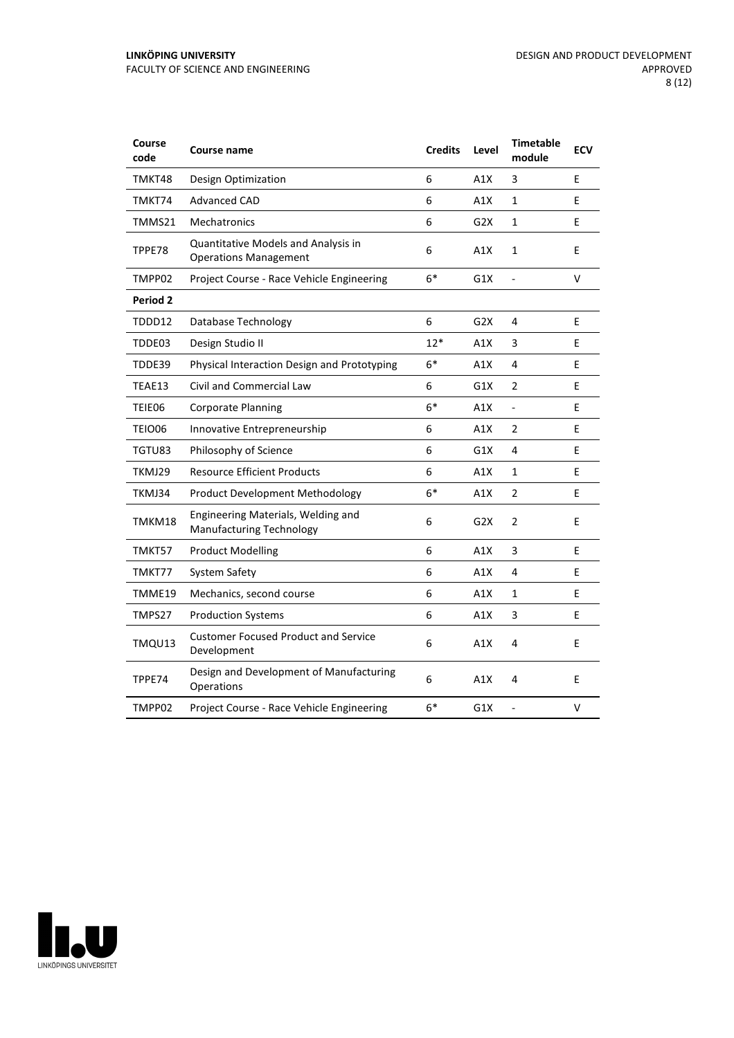| Course code | Course name | Credits | Level | Timetable module | ECV |
|---|---|---|---|---|---|
| TMKT48 | Design Optimization | 6 | A1X | 3 | E |
| TMKT74 | Advanced CAD | 6 | A1X | 1 | E |
| TMMS21 | Mechatronics | 6 | G2X | 1 | E |
| TPPE78 | Quantitative Models and Analysis in Operations Management | 6 | A1X | 1 | E |
| TMPP02 | Project Course - Race Vehicle Engineering | 6* | G1X | - | V |
| **Period 2** | | | | | |
| TDDD12 | Database Technology | 6 | G2X | 4 | E |
| TDDE03 | Design Studio II | 12* | A1X | 3 | E |
| TDDE39 | Physical Interaction Design and Prototyping | 6* | A1X | 4 | E |
| TEAE13 | Civil and Commercial Law | 6 | G1X | 2 | E |
| TEIE06 | Corporate Planning | 6* | A1X | - | E |
| TEIO06 | Innovative Entrepreneurship | 6 | A1X | 2 | E |
| TGTU83 | Philosophy of Science | 6 | G1X | 4 | E |
| TKMJ29 | Resource Efficient Products | 6 | A1X | 1 | E |
| TKMJ34 | Product Development Methodology | 6* | A1X | 2 | E |
| TMKM18 | Engineering Materials, Welding and Manufacturing Technology | 6 | G2X | 2 | E |
| TMKT57 | Product Modelling | 6 | A1X | 3 | E |
| TMKT77 | System Safety | 6 | A1X | 4 | E |
| TMME19 | Mechanics, second course | 6 | A1X | 1 | E |
| TMPS27 | Production Systems | 6 | A1X | 3 | E |
| TMQU13 | Customer Focused Product and Service Development | 6 | A1X | 4 | E |
| TPPE74 | Design and Development of Manufacturing Operations | 6 | A1X | 4 | E |
| TMPP02 | Project Course - Race Vehicle Engineering | 6* | G1X | - | V |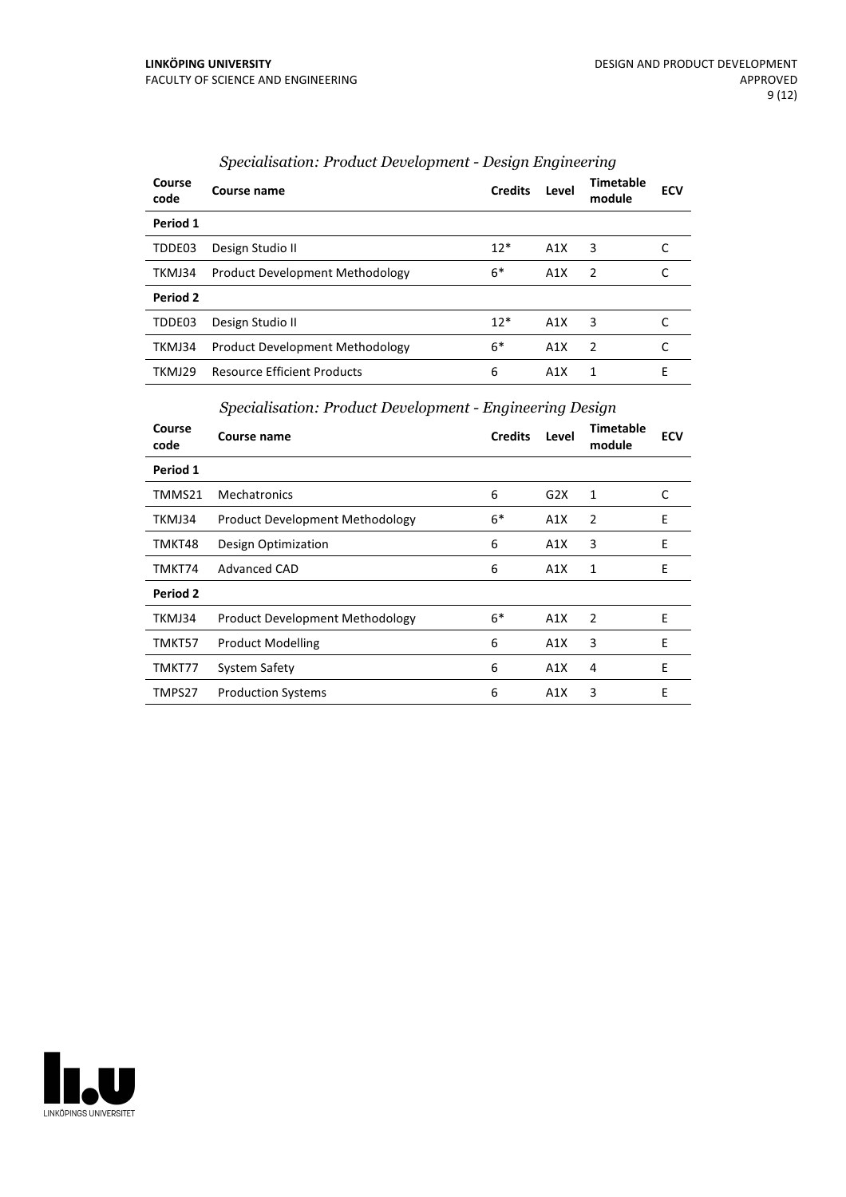### *Specialisation: Product Development - Design Engineering*

| Course code | Course name | Credits | Level | Timetable module | ECV |
|---|---|---|---|---|---|
| **Period 1** | | | | | |
| TDDE03 | Design Studio II | 12* | A1X | 3 | C |
| TKMJ34 | Product Development Methodology | 6* | A1X | 2 | C |
| **Period 2** | | | | | |
| TDDE03 | Design Studio II | 12* | A1X | 3 | C |
| TKMJ34 | Product Development Methodology | 6* | A1X | 2 | C |
| TKMJ29 | Resource Efficient Products | 6 | A1X | 1 | E |

### *Specialisation: Product Development - Engineering Design*

| Course code | Course name | Credits | Level | Timetable module | ECV |
|---|---|---|---|---|---|
| **Period 1** | | | | | |
| TMMS21 | Mechatronics | 6 | G2X | 1 | C |
| TKMJ34 | Product Development Methodology | 6* | A1X | 2 | E |
| TMKT48 | Design Optimization | 6 | A1X | 3 | E |
| TMKT74 | Advanced CAD | 6 | A1X | 1 | E |
| **Period 2** | | | | | |
| TKMJ34 | Product Development Methodology | 6* | A1X | 2 | E |
| TMKT57 | Product Modelling | 6 | A1X | 3 | E |
| TMKT77 | System Safety | 6 | A1X | 4 | E |
| TMPS27 | Production Systems | 6 | A1X | 3 | E |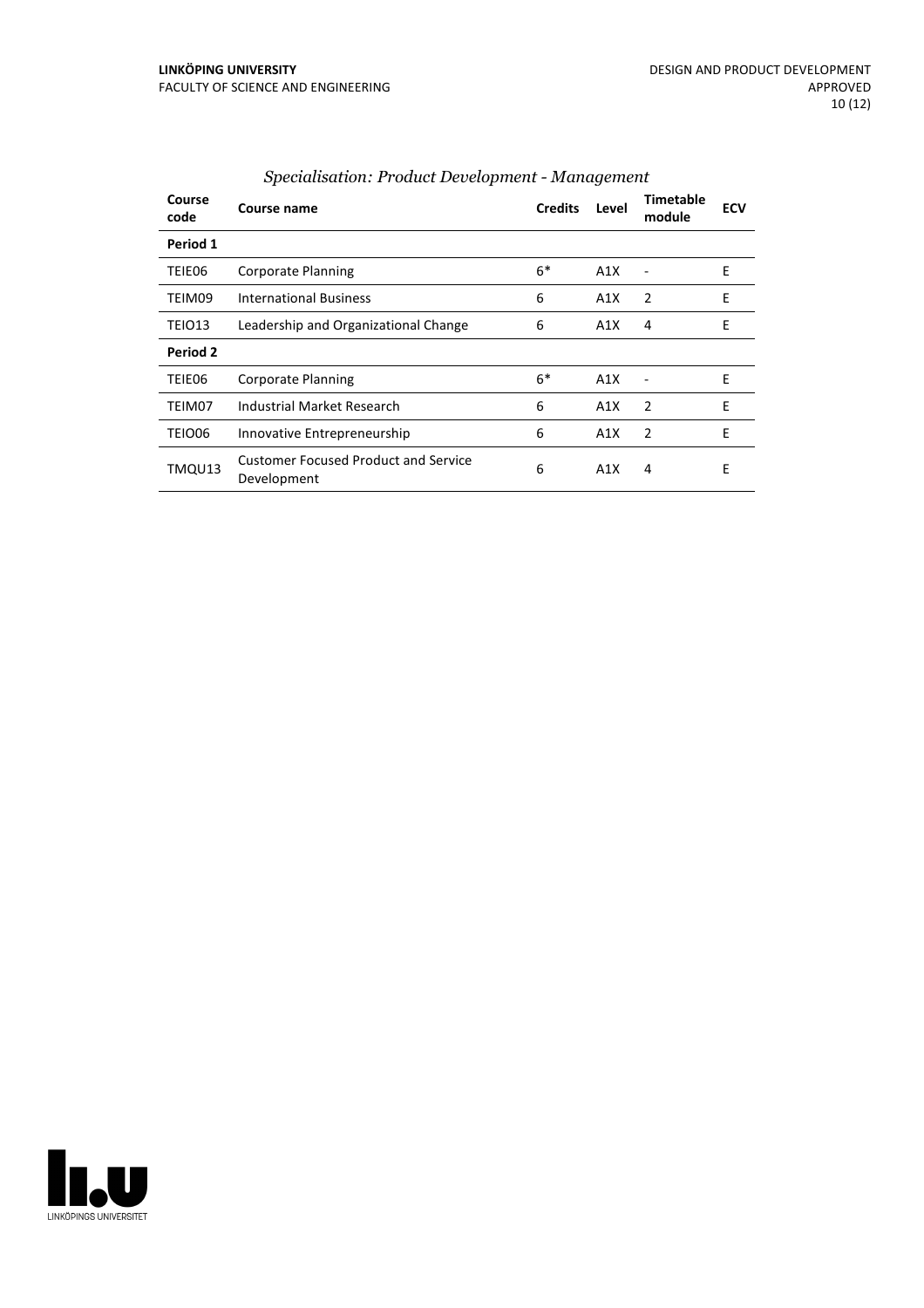*Specialisation: Product Development - Management*

| Course code | Course name | Credits | Level | Timetable module | ECV |
|---|---|---|---|---|---|
| **Period 1** | | | | | |
| TEIE06 | Corporate Planning | 6* | A1X | - | E |
| TEIM09 | International Business | 6 | A1X | 2 | E |
| TEIO13 | Leadership and Organizational Change | 6 | A1X | 4 | E |
| **Period 2** | | | | | |
| TEIE06 | Corporate Planning | 6* | A1X | - | E |
| TEIM07 | Industrial Market Research | 6 | A1X | 2 | E |
| TEIO06 | Innovative Entrepreneurship | 6 | A1X | 2 | E |
| TMQU13 | Customer Focused Product and Service Development | 6 | A1X | 4 | E |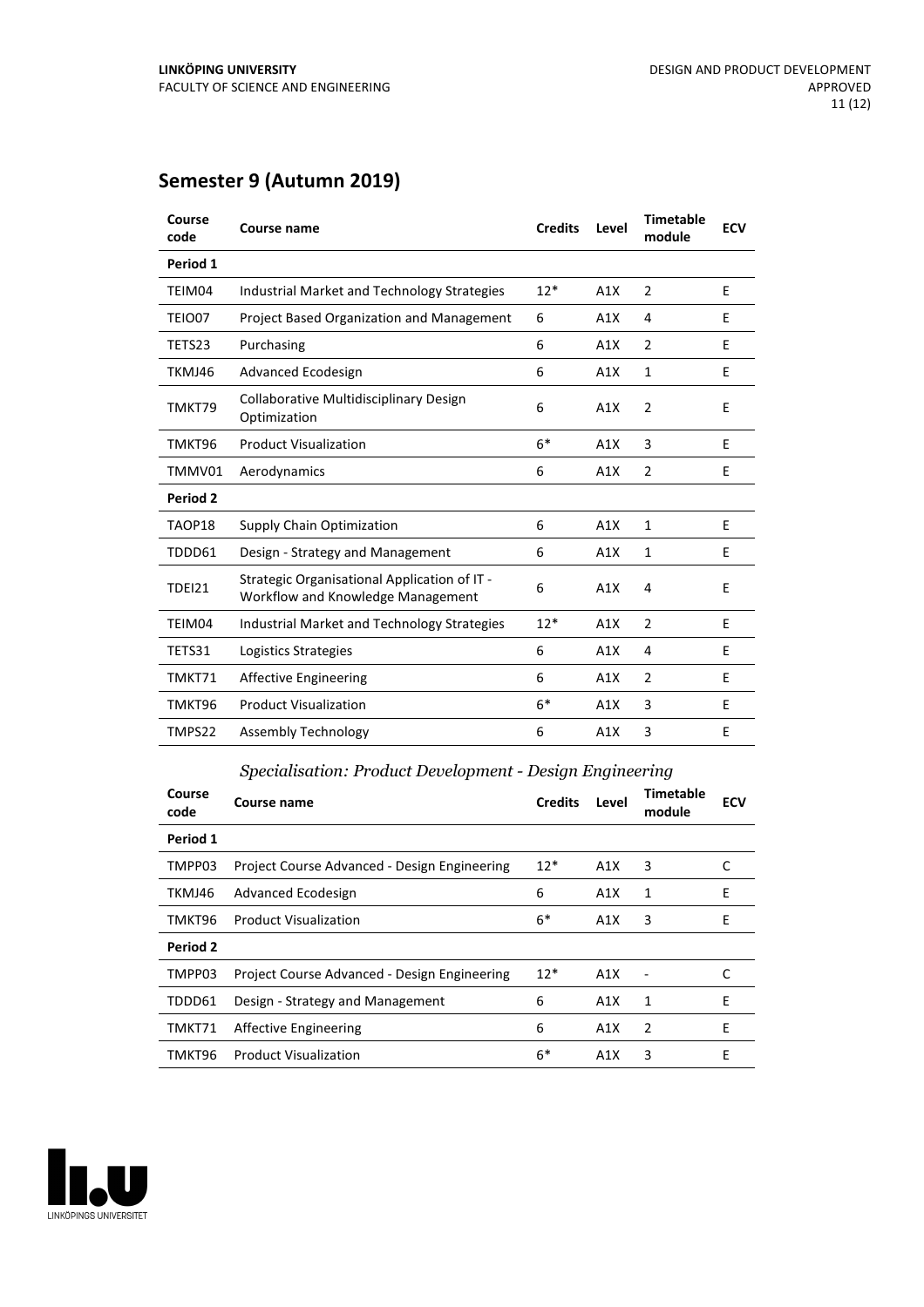## Semester 9 (Autumn 2019)

| Course code | Course name | Credits | Level | Timetable module | ECV |
|---|---|---|---|---|---|
| **Period 1** | | | | | |
| TEIM04 | Industrial Market and Technology Strategies | 12* | A1X | 2 | E |
| TEIO07 | Project Based Organization and Management | 6 | A1X | 4 | E |
| TETS23 | Purchasing | 6 | A1X | 2 | E |
| TKMJ46 | Advanced Ecodesign | 6 | A1X | 1 | E |
| TMKT79 | Collaborative Multidisciplinary Design Optimization | 6 | A1X | 2 | E |
| TMKT96 | Product Visualization | 6* | A1X | 3 | E |
| TMMV01 | Aerodynamics | 6 | A1X | 2 | E |
| **Period 2** | | | | | |
| TAOP18 | Supply Chain Optimization | 6 | A1X | 1 | E |
| TDDD61 | Design - Strategy and Management | 6 | A1X | 1 | E |
| TDEI21 | Strategic Organisational Application of IT - Workflow and Knowledge Management | 6 | A1X | 4 | E |
| TEIM04 | Industrial Market and Technology Strategies | 12* | A1X | 2 | E |
| TETS31 | Logistics Strategies | 6 | A1X | 4 | E |
| TMKT71 | Affective Engineering | 6 | A1X | 2 | E |
| TMKT96 | Product Visualization | 6* | A1X | 3 | E |
| TMPS22 | Assembly Technology | 6 | A1X | 3 | E |

### *Specialisation: Product Development - Design Engineering*

| Course code | Course name | Credits | Level | Timetable module | ECV |
|---|---|---|---|---|---|
| **Period 1** | | | | | |
| TMPP03 | Project Course Advanced - Design Engineering | 12* | A1X | 3 | C |
| TKMJ46 | Advanced Ecodesign | 6 | A1X | 1 | E |
| TMKT96 | Product Visualization | 6* | A1X | 3 | E |
| **Period 2** | | | | | |
| TMPP03 | Project Course Advanced - Design Engineering | 12* | A1X | - | C |
| TDDD61 | Design - Strategy and Management | 6 | A1X | 1 | E |
| TMKT71 | Affective Engineering | 6 | A1X | 2 | E |
| TMKT96 | Product Visualization | 6* | A1X | 3 | E |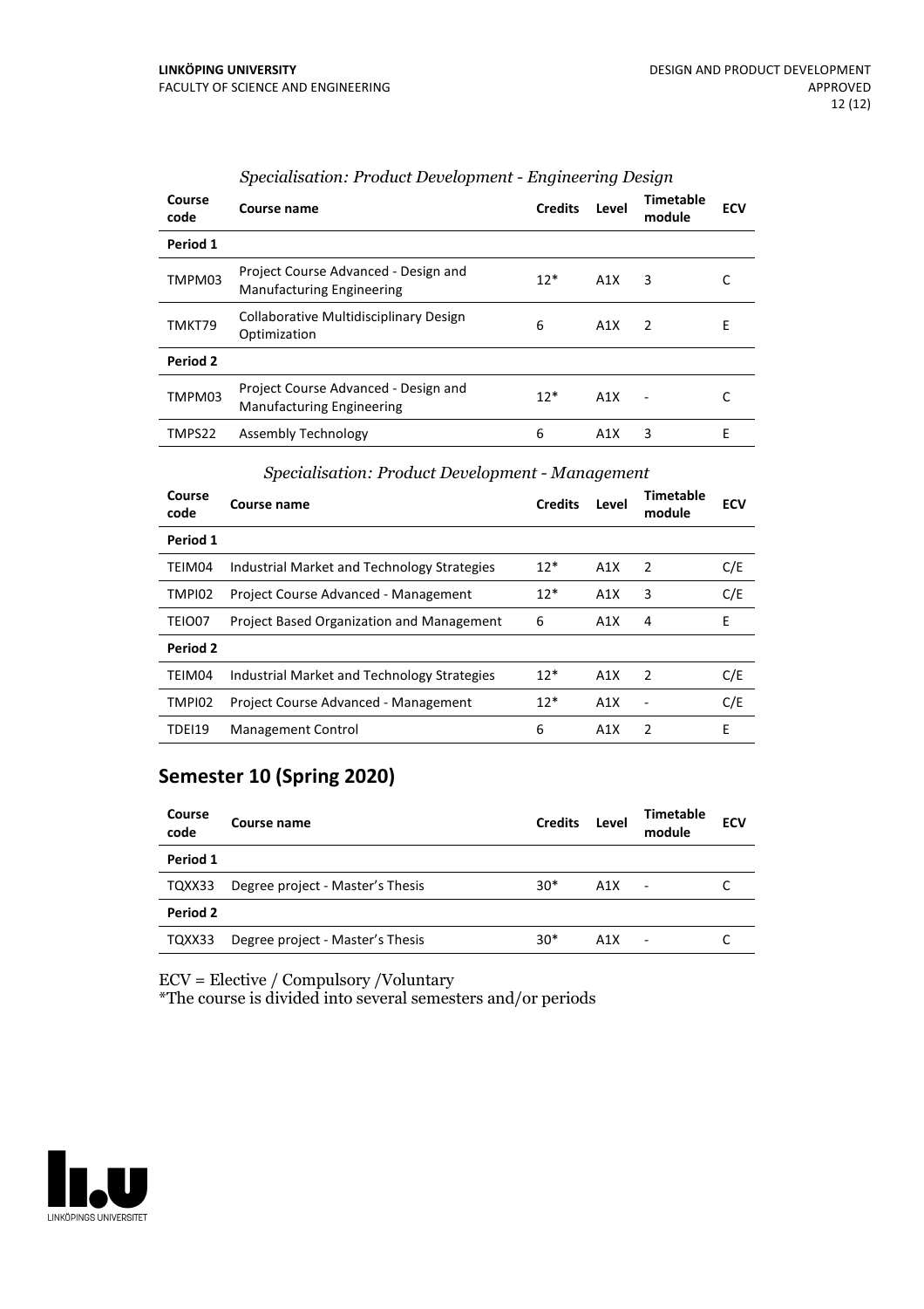*Specialisation: Product Development - Engineering Design*

| Course code | Course name | Credits | Level | Timetable module | ECV |
|---|---|---|---|---|---|
| **Period 1** | | | | | |
| TMPM03 | Project Course Advanced - Design and Manufacturing Engineering | 12* | A1X | 3 | C |
| TMKT79 | Collaborative Multidisciplinary Design Optimization | 6 | A1X | 2 | E |
| **Period 2** | | | | | |
| TMPM03 | Project Course Advanced - Design and Manufacturing Engineering | 12* | A1X | - | C |
| TMPS22 | Assembly Technology | 6 | A1X | 3 | E |

*Specialisation: Product Development - Management*

| Course code | Course name | Credits | Level | Timetable module | ECV |
|---|---|---|---|---|---|
| **Period 1** | | | | | |
| TEIM04 | Industrial Market and Technology Strategies | 12* | A1X | 2 | C/E |
| TMPI02 | Project Course Advanced - Management | 12* | A1X | 3 | C/E |
| TEIO07 | Project Based Organization and Management | 6 | A1X | 4 | E |
| **Period 2** | | | | | |
| TEIM04 | Industrial Market and Technology Strategies | 12* | A1X | 2 | C/E |
| TMPI02 | Project Course Advanced - Management | 12* | A1X | - | C/E |
| TDEI19 | Management Control | 6 | A1X | 2 | E |

## Semester 10 (Spring 2020)

| Course code | Course name | Credits | Level | Timetable module | ECV |
|---|---|---|---|---|---|
| **Period 1** | | | | | |
| TQXX33 | Degree project - Master's Thesis | 30* | A1X | - | C |
| **Period 2** | | | | | |
| TQXX33 | Degree project - Master's Thesis | 30* | A1X | - | C |

ECV = Elective / Compulsory /Voluntary

*The course is divided into several semesters and/or periods